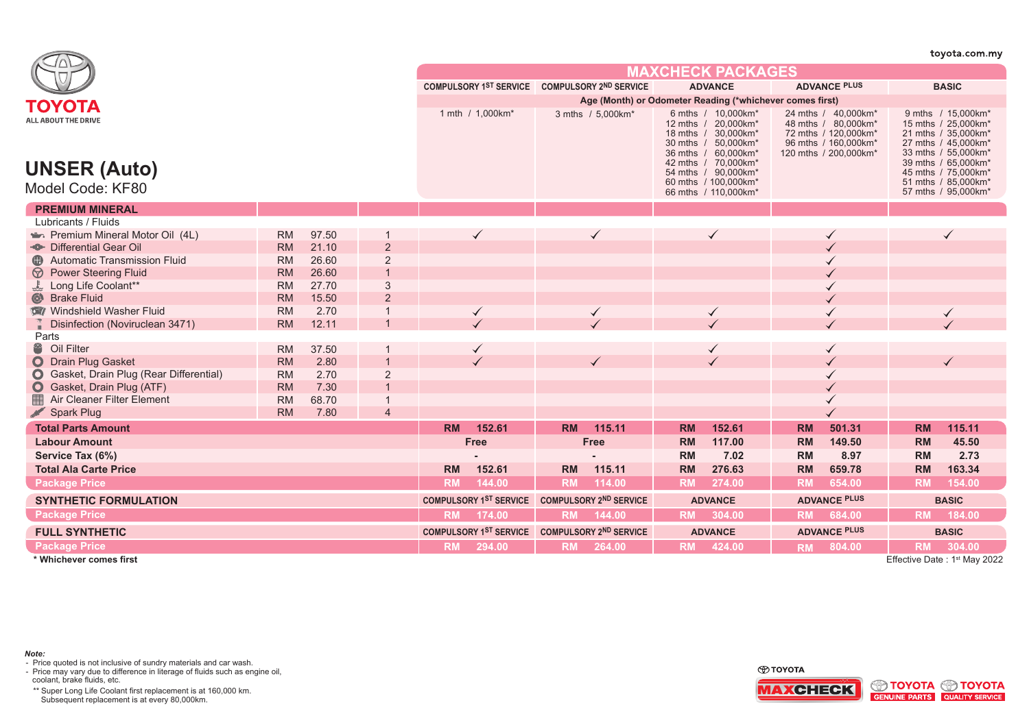# TOYOTA

ALL ABOUT THE DRIVE

toyota.com.my

## UNSER (Auto)

Model Code: KF80

| | | | | MAXCHECK PACKAGES | | | | |
|---|---|---|---|---|---|---|---|---|
| | | | | COMPULSORY 1ST SERVICE | COMPULSORY 2ND SERVICE | ADVANCE | ADVANCE PLUS | BASIC |
| | | | | Age (Month) or Odometer Reading (*whichever comes first) | | | | |
| | | | | 1 mth / 1,000km* | 3 mths / 5,000km* | 6 mths / 10,000km*<br>12 mths / 20,000km*<br>18 mths / 30,000km*<br>30 mths / 50,000km*<br>36 mths / 60,000km*<br>42 mths / 70,000km*<br>54 mths / 90,000km*<br>60 mths / 100,000km*<br>66 mths / 110,000km* | 24 mths / 40,000km*<br>48 mths / 80,000km*<br>72 mths / 120,000km*<br>96 mths / 160,000km*<br>120 mths / 200,000km* | 9 mths / 15,000km*<br>15 mths / 25,000km*<br>21 mths / 35,000km*<br>27 mths / 45,000km*<br>33 mths / 55,000km*<br>39 mths / 65,000km*<br>45 mths / 75,000km*<br>51 mths / 85,000km*<br>57 mths / 95,000km* |
| **PREMIUM MINERAL** | | | | | | | | |
| Lubricants / Fluids | | | | | | | | |
| Premium Mineral Motor Oil (4L) | RM | 97.50 | 1 | ✓ | ✓ | ✓ | ✓ | ✓ |
| Differential Gear Oil | RM | 21.10 | 2 | | | | ✓ | |
| Automatic Transmission Fluid | RM | 26.60 | 2 | | | | ✓ | |
| Power Steering Fluid | RM | 26.60 | 1 | | | | ✓ | |
| Long Life Coolant** | RM | 27.70 | 3 | | | | ✓ | |
| Brake Fluid | RM | 15.50 | 2 | | | | ✓ | |
| Windshield Washer Fluid | RM | 2.70 | 1 | ✓ | ✓ | ✓ | ✓ | ✓ |
| Disinfection (Noviruclean 3471) | RM | 12.11 | 1 | ✓ | ✓ | ✓ | ✓ | ✓ |
| Parts | | | | | | | | |
| Oil Filter | RM | 37.50 | 1 | ✓ | | ✓ | ✓ | |
| Drain Plug Gasket | RM | 2.80 | 1 | ✓ | ✓ | ✓ | ✓ | ✓ |
| Gasket, Drain Plug (Rear Differential) | RM | 2.70 | 2 | | | | ✓ | |
| Gasket, Drain Plug (ATF) | RM | 7.30 | 1 | | | | ✓ | |
| Air Cleaner Filter Element | RM | 68.70 | 1 | | | | ✓ | |
| Spark Plug | RM | 7.80 | 4 | | | | ✓ | |
| **Total Parts Amount** | | | | **RM 152.61** | **RM 115.11** | **RM 152.61** | **RM 501.31** | **RM 115.11** |
| **Labour Amount** | | | | **Free** | **Free** | **RM 117.00** | **RM 149.50** | **RM 45.50** |
| **Service Tax (6%)** | | | | - | - | **RM 7.02** | **RM 8.97** | **RM 2.73** |
| **Total Ala Carte Price** | | | | **RM 152.61** | **RM 115.11** | **RM 276.63** | **RM 659.78** | **RM 163.34** |
| **Package Price** | | | | **RM 144.00** | **RM 114.00** | **RM 274.00** | **RM 654.00** | **RM 154.00** |
| **SYNTHETIC FORMULATION** | | | | COMPULSORY 1ST SERVICE | COMPULSORY 2ND SERVICE | ADVANCE | ADVANCE PLUS | BASIC |
| **Package Price** | | | | **RM 174.00** | **RM 144.00** | **RM 304.00** | **RM 684.00** | **RM 184.00** |
| **FULL SYNTHETIC** | | | | COMPULSORY 1ST SERVICE | COMPULSORY 2ND SERVICE | ADVANCE | ADVANCE PLUS | BASIC |
| **Package Price** | | | | **RM 294.00** | **RM 264.00** | **RM 424.00** | **RM 804.00** | **RM 304.00** |

**\* Whichever comes first**

Effective Date : 1st May 2022

***Note:***

- Price quoted is not inclusive of sundry materials and car wash.
- Price may vary due to difference in literage of fluids such as engine oil, coolant, brake fluids, etc.

** Super Long Life Coolant first replacement is at 160,000 km. Subsequent replacement is at every 80,000km.

TOYOTA MAXCHECK | TOYOTA GENUINE PARTS | TOYOTA QUALITY SERVICE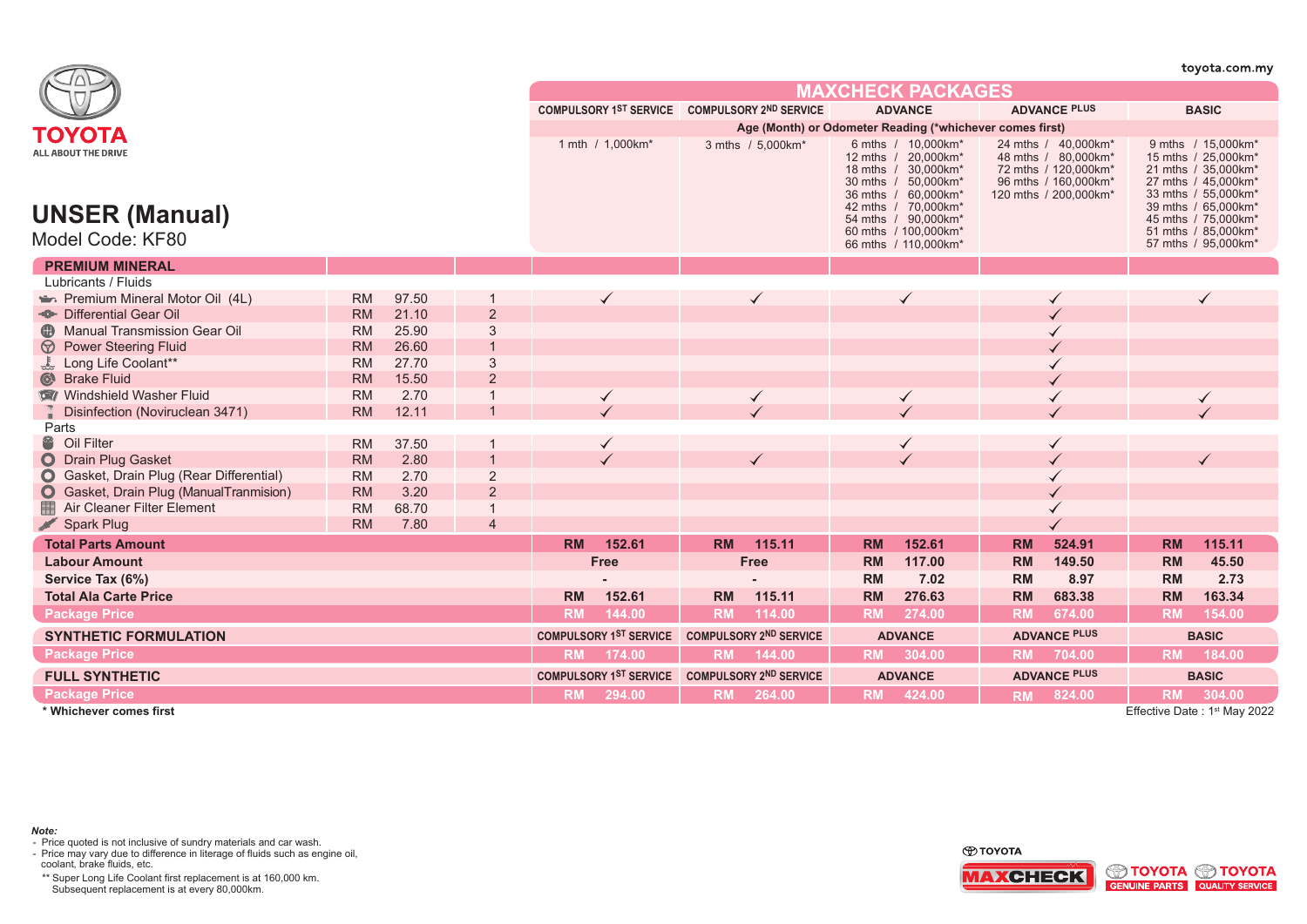toyota.com.my

TOYOTA
ALL ABOUT THE DRIVE

# UNSER (Manual)

Model Code: KF80

| | | | | MAXCHECK PACKAGES | | | | |
|---|---|---|---|---|---|---|---|---|
| | | | | COMPULSORY 1ST SERVICE | COMPULSORY 2ND SERVICE | ADVANCE | ADVANCE PLUS | BASIC |
| | | | | Age (Month) or Odometer Reading (*whichever comes first) | | | | |
| | | | | 1 mth / 1,000km* | 3 mths / 5,000km* | 6 mths / 10,000km*<br>12 mths / 20,000km*<br>18 mths / 30,000km*<br>30 mths / 50,000km*<br>36 mths / 60,000km*<br>42 mths / 70,000km*<br>54 mths / 90,000km*<br>60 mths / 100,000km*<br>66 mths / 110,000km* | 24 mths / 40,000km*<br>48 mths / 80,000km*<br>72 mths / 120,000km*<br>96 mths / 160,000km*<br>120 mths / 200,000km* | 9 mths / 15,000km*<br>15 mths / 25,000km*<br>21 mths / 35,000km*<br>27 mths / 45,000km*<br>33 mths / 55,000km*<br>39 mths / 65,000km*<br>45 mths / 75,000km*<br>51 mths / 85,000km*<br>57 mths / 95,000km* |
| **PREMIUM MINERAL** | | | | | | | | |
| Lubricants / Fluids | | | | | | | | |
| Premium Mineral Motor Oil (4L) | RM | 97.50 | 1 | ✓ | ✓ | ✓ | ✓ | ✓ |
| Differential Gear Oil | RM | 21.10 | 2 | | | | ✓ | |
| Manual Transmission Gear Oil | RM | 25.90 | 3 | | | | ✓ | |
| Power Steering Fluid | RM | 26.60 | 1 | | | | ✓ | |
| Long Life Coolant** | RM | 27.70 | 3 | | | | ✓ | |
| Brake Fluid | RM | 15.50 | 2 | | | | ✓ | |
| Windshield Washer Fluid | RM | 2.70 | 1 | ✓ | ✓ | ✓ | ✓ | ✓ |
| Disinfection (Noviruclean 3471) | RM | 12.11 | 1 | ✓ | ✓ | ✓ | ✓ | ✓ |
| Parts | | | | | | | | |
| Oil Filter | RM | 37.50 | 1 | ✓ | | ✓ | ✓ | |
| Drain Plug Gasket | RM | 2.80 | 1 | ✓ | ✓ | ✓ | ✓ | ✓ |
| Gasket, Drain Plug (Rear Differential) | RM | 2.70 | 2 | | | | ✓ | |
| Gasket, Drain Plug (ManualTranmision) | RM | 3.20 | 2 | | | | ✓ | |
| Air Cleaner Filter Element | RM | 68.70 | 1 | | | | ✓ | |
| Spark Plug | RM | 7.80 | 4 | | | | ✓ | |
| **Total Parts Amount** | | | | RM 152.61 | RM 115.11 | RM 152.61 | RM 524.91 | RM 115.11 |
| **Labour Amount** | | | | Free | Free | RM 117.00 | RM 149.50 | RM 45.50 |
| **Service Tax (6%)** | | | | - | - | RM 7.02 | RM 8.97 | RM 2.73 |
| **Total Ala Carte Price** | | | | RM 152.61 | RM 115.11 | RM 276.63 | RM 683.38 | RM 163.34 |
| **Package Price** | | | | RM 144.00 | RM 114.00 | RM 274.00 | RM 674.00 | RM 154.00 |
| **SYNTHETIC FORMULATION** | | | | COMPULSORY 1ST SERVICE | COMPULSORY 2ND SERVICE | ADVANCE | ADVANCE PLUS | BASIC |
| **Package Price** | | | | RM 174.00 | RM 144.00 | RM 304.00 | RM 704.00 | RM 184.00 |
| **FULL SYNTHETIC** | | | | COMPULSORY 1ST SERVICE | COMPULSORY 2ND SERVICE | ADVANCE | ADVANCE PLUS | BASIC |
| **Package Price** | | | | RM 294.00 | RM 264.00 | RM 424.00 | RM 824.00 | RM 304.00 |

**\* Whichever comes first**

Effective Date : 1st May 2022

*Note:*

- Price quoted is not inclusive of sundry materials and car wash.
- Price may vary due to difference in literage of fluids such as engine oil, coolant, brake fluids, etc.

** Super Long Life Coolant first replacement is at 160,000 km. Subsequent replacement is at every 80,000km.

TOYOTA MAXCHECK · TOYOTA GENUINE PARTS · TOYOTA QUALITY SERVICE